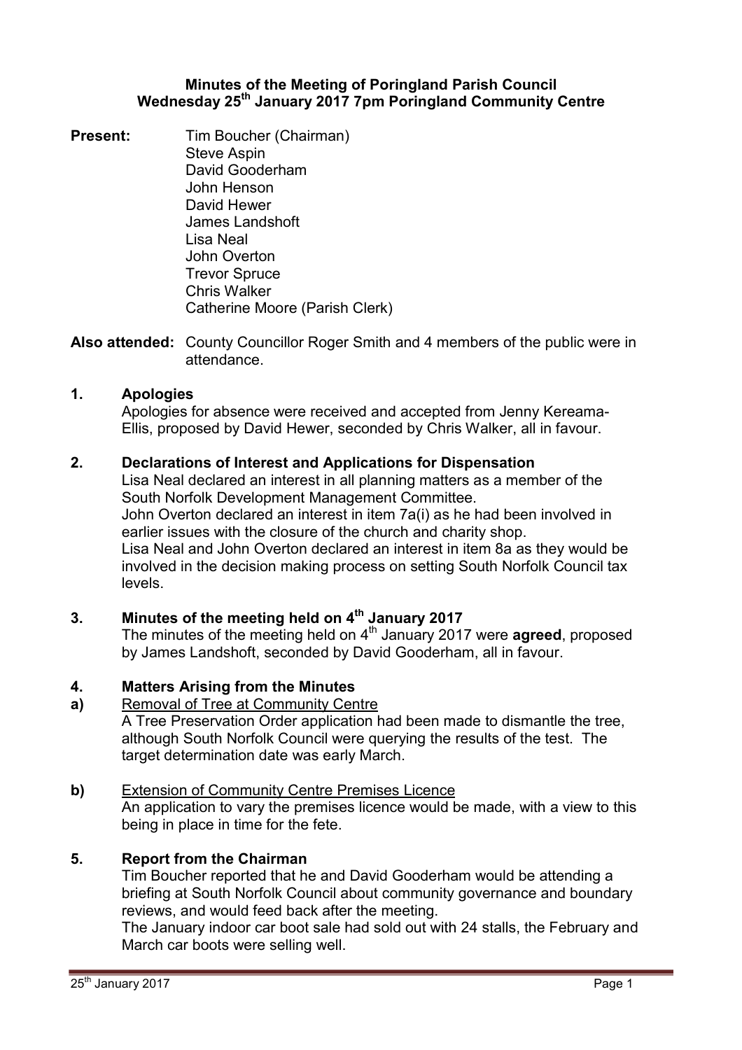**Minutes of the Meeting of Poringland Parish Council**
**Wednesday 25th January 2017 7pm Poringland Community Centre**

**Present:** Tim Boucher (Chairman)
Steve Aspin
David Gooderham
John Henson
David Hewer
James Landshoft
Lisa Neal
John Overton
Trevor Spruce
Chris Walker
Catherine Moore (Parish Clerk)

**Also attended:** County Councillor Roger Smith and 4 members of the public were in attendance.

## 1. Apologies

Apologies for absence were received and accepted from Jenny Kereama-Ellis, proposed by David Hewer, seconded by Chris Walker, all in favour.

## 2. Declarations of Interest and Applications for Dispensation

Lisa Neal declared an interest in all planning matters as a member of the South Norfolk Development Management Committee.
John Overton declared an interest in item 7a(i) as he had been involved in earlier issues with the closure of the church and charity shop.
Lisa Neal and John Overton declared an interest in item 8a as they would be involved in the decision making process on setting South Norfolk Council tax levels.

## 3. Minutes of the meeting held on 4th January 2017

The minutes of the meeting held on 4th January 2017 were **agreed**, proposed by James Landshoft, seconded by David Gooderham, all in favour.

## 4. Matters Arising from the Minutes

**a)** Removal of Tree at Community Centre
A Tree Preservation Order application had been made to dismantle the tree, although South Norfolk Council were querying the results of the test. The target determination date was early March.

**b)** Extension of Community Centre Premises Licence
An application to vary the premises licence would be made, with a view to this being in place in time for the fete.

## 5. Report from the Chairman

Tim Boucher reported that he and David Gooderham would be attending a briefing at South Norfolk Council about community governance and boundary reviews, and would feed back after the meeting.
The January indoor car boot sale had sold out with 24 stalls, the February and March car boots were selling well.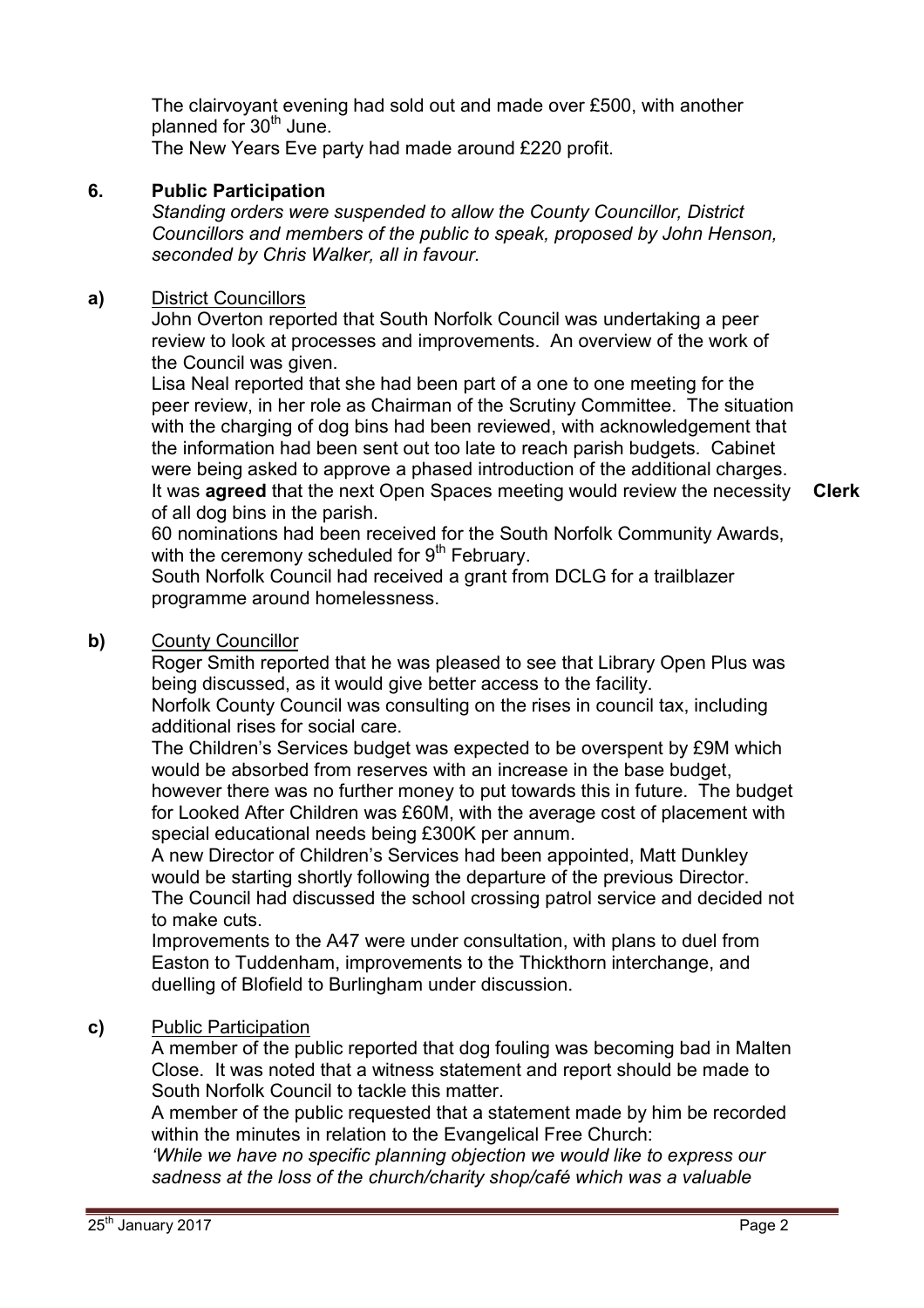The clairvoyant evening had sold out and made over £500, with another planned for 30th June.
The New Years Eve party had made around £220 profit.

## 6. Public Participation

*Standing orders were suspended to allow the County Councillor, District Councillors and members of the public to speak, proposed by John Henson, seconded by Chris Walker, all in favour.*

**a)** District Councillors

John Overton reported that South Norfolk Council was undertaking a peer review to look at processes and improvements. An overview of the work of the Council was given.

Lisa Neal reported that she had been part of a one to one meeting for the peer review, in her role as Chairman of the Scrutiny Committee. The situation with the charging of dog bins had been reviewed, with acknowledgement that the information had been sent out too late to reach parish budgets. Cabinet were being asked to approve a phased introduction of the additional charges.
It was **agreed** that the next Open Spaces meeting would review the necessity of all dog bins in the parish. **Clerk**

60 nominations had been received for the South Norfolk Community Awards, with the ceremony scheduled for 9th February.

South Norfolk Council had received a grant from DCLG for a trailblazer programme around homelessness.

**b)** County Councillor

Roger Smith reported that he was pleased to see that Library Open Plus was being discussed, as it would give better access to the facility.

Norfolk County Council was consulting on the rises in council tax, including additional rises for social care.

The Children's Services budget was expected to be overspent by £9M which would be absorbed from reserves with an increase in the base budget, however there was no further money to put towards this in future. The budget for Looked After Children was £60M, with the average cost of placement with special educational needs being £300K per annum.

A new Director of Children's Services had been appointed, Matt Dunkley would be starting shortly following the departure of the previous Director.

The Council had discussed the school crossing patrol service and decided not to make cuts.

Improvements to the A47 were under consultation, with plans to duel from Easton to Tuddenham, improvements to the Thickthorn interchange, and duelling of Blofield to Burlingham under discussion.

**c)** Public Participation

A member of the public reported that dog fouling was becoming bad in Malten Close. It was noted that a witness statement and report should be made to South Norfolk Council to tackle this matter.

A member of the public requested that a statement made by him be recorded within the minutes in relation to the Evangelical Free Church:
*'While we have no specific planning objection we would like to express our sadness at the loss of the church/charity shop/café which was a valuable*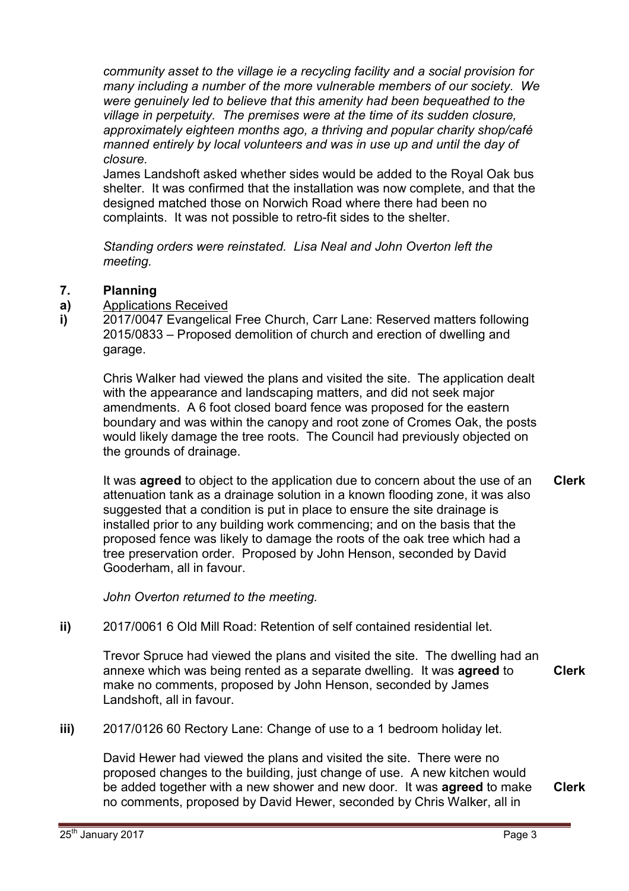*community asset to the village ie a recycling facility and a social provision for many including a number of the more vulnerable members of our society. We were genuinely led to believe that this amenity had been bequeathed to the village in perpetuity. The premises were at the time of its sudden closure, approximately eighteen months ago, a thriving and popular charity shop/café manned entirely by local volunteers and was in use up and until the day of closure.*

James Landshoft asked whether sides would be added to the Royal Oak bus shelter. It was confirmed that the installation was now complete, and that the designed matched those on Norwich Road where there had been no complaints. It was not possible to retro-fit sides to the shelter.

*Standing orders were reinstated. Lisa Neal and John Overton left the meeting.*

## 7. Planning

**a)** Applications Received

**i)** 2017/0047 Evangelical Free Church, Carr Lane: Reserved matters following 2015/0833 – Proposed demolition of church and erection of dwelling and garage.

Chris Walker had viewed the plans and visited the site. The application dealt with the appearance and landscaping matters, and did not seek major amendments. A 6 foot closed board fence was proposed for the eastern boundary and was within the canopy and root zone of Cromes Oak, the posts would likely damage the tree roots. The Council had previously objected on the grounds of drainage.

It was **agreed** to object to the application due to concern about the use of an attenuation tank as a drainage solution in a known flooding zone, it was also suggested that a condition is put in place to ensure the site drainage is installed prior to any building work commencing; and on the basis that the proposed fence was likely to damage the roots of the oak tree which had a tree preservation order. Proposed by John Henson, seconded by David Gooderham, all in favour. **Clerk**

*John Overton returned to the meeting.*

**ii)** 2017/0061 6 Old Mill Road: Retention of self contained residential let.

Trevor Spruce had viewed the plans and visited the site. The dwelling had an annexe which was being rented as a separate dwelling. It was **agreed** to make no comments, proposed by John Henson, seconded by James Landshoft, all in favour. **Clerk**

**iii)** 2017/0126 60 Rectory Lane: Change of use to a 1 bedroom holiday let.

David Hewer had viewed the plans and visited the site. There were no proposed changes to the building, just change of use. A new kitchen would be added together with a new shower and new door. It was **agreed** to make no comments, proposed by David Hewer, seconded by Chris Walker, all in **Clerk**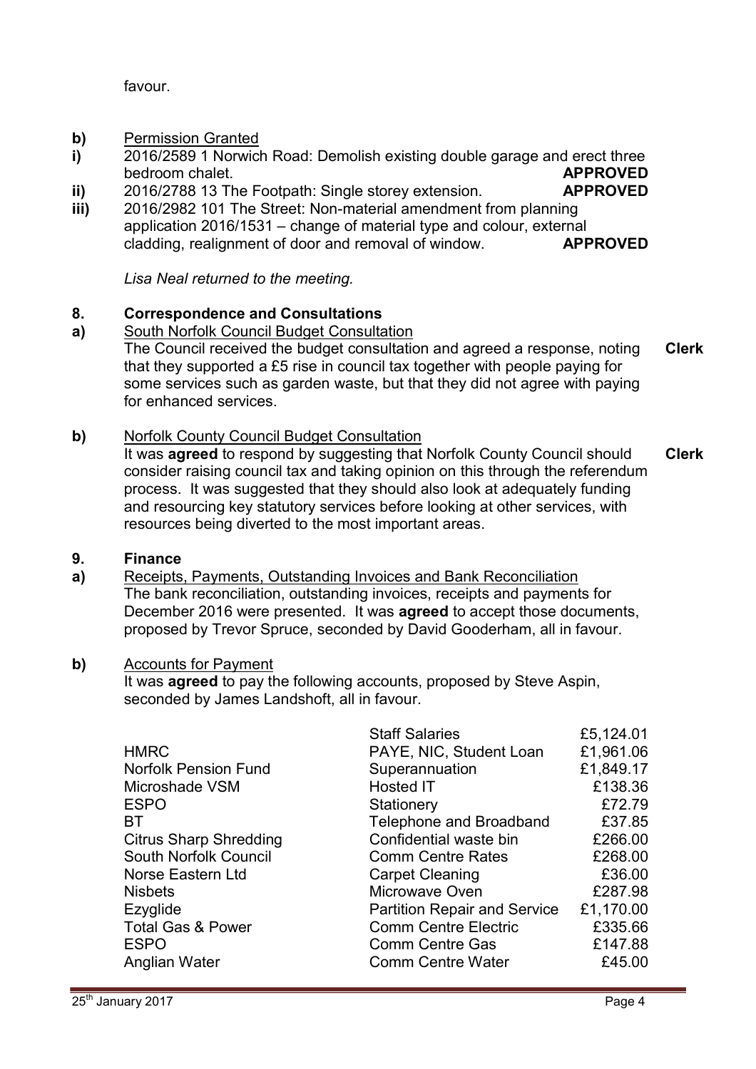favour.

**b)** Permission Granted

**i)** 2016/2589 1 Norwich Road: Demolish existing double garage and erect three bedroom chalet. **APPROVED**

**ii)** 2016/2788 13 The Footpath: Single storey extension. **APPROVED**

**iii)** 2016/2982 101 The Street: Non-material amendment from planning application 2016/1531 – change of material type and colour, external cladding, realignment of door and removal of window. **APPROVED**

*Lisa Neal returned to the meeting.*

## 8. Correspondence and Consultations

**a)** South Norfolk Council Budget Consultation

The Council received the budget consultation and agreed a response, noting that they supported a £5 rise in council tax together with people paying for some services such as garden waste, but that they did not agree with paying for enhanced services. **Clerk**

**b)** Norfolk County Council Budget Consultation

It was **agreed** to respond by suggesting that Norfolk County Council should consider raising council tax and taking opinion on this through the referendum process. It was suggested that they should also look at adequately funding and resourcing key statutory services before looking at other services, with resources being diverted to the most important areas. **Clerk**

## 9. Finance

**a)** Receipts, Payments, Outstanding Invoices and Bank Reconciliation

The bank reconciliation, outstanding invoices, receipts and payments for December 2016 were presented. It was **agreed** to accept those documents, proposed by Trevor Spruce, seconded by David Gooderham, all in favour.

**b)** Accounts for Payment

It was **agreed** to pay the following accounts, proposed by Steve Aspin, seconded by James Landshoft, all in favour.

| | | |
|---|---|---|
| | Staff Salaries | £5,124.01 |
| HMRC | PAYE, NIC, Student Loan | £1,961.06 |
| Norfolk Pension Fund | Superannuation | £1,849.17 |
| Microshade VSM | Hosted IT | £138.36 |
| ESPO | Stationery | £72.79 |
| BT | Telephone and Broadband | £37.85 |
| Citrus Sharp Shredding | Confidential waste bin | £266.00 |
| South Norfolk Council | Comm Centre Rates | £268.00 |
| Norse Eastern Ltd | Carpet Cleaning | £36.00 |
| Nisbets | Microwave Oven | £287.98 |
| Ezyglide | Partition Repair and Service | £1,170.00 |
| Total Gas & Power | Comm Centre Electric | £335.66 |
| ESPO | Comm Centre Gas | £147.88 |
| Anglian Water | Comm Centre Water | £45.00 |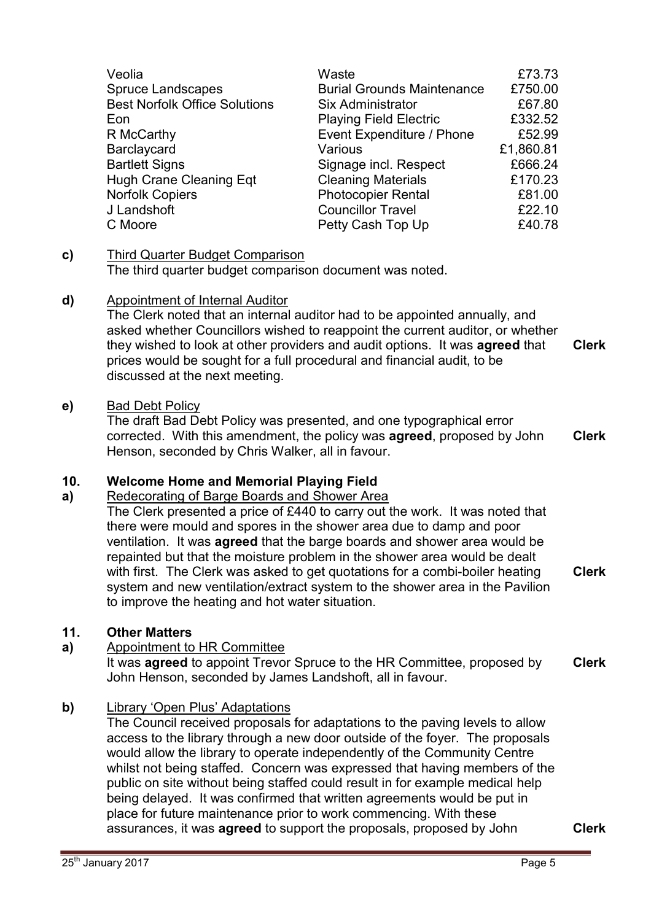| | | |
|---|---|---|
| Veolia | Waste | £73.73 |
| Spruce Landscapes | Burial Grounds Maintenance | £750.00 |
| Best Norfolk Office Solutions | Six Administrator | £67.80 |
| Eon | Playing Field Electric | £332.52 |
| R McCarthy | Event Expenditure / Phone | £52.99 |
| Barclaycard | Various | £1,860.81 |
| Bartlett Signs | Signage incl. Respect | £666.24 |
| Hugh Crane Cleaning Eqt | Cleaning Materials | £170.23 |
| Norfolk Copiers | Photocopier Rental | £81.00 |
| J Landshoft | Councillor Travel | £22.10 |
| C Moore | Petty Cash Top Up | £40.78 |

**c)** Third Quarter Budget Comparison

The third quarter budget comparison document was noted.

**d)** Appointment of Internal Auditor

The Clerk noted that an internal auditor had to be appointed annually, and asked whether Councillors wished to reappoint the current auditor, or whether they wished to look at other providers and audit options. It was **agreed** that prices would be sought for a full procedural and financial audit, to be discussed at the next meeting. **Clerk**

**e)** Bad Debt Policy

The draft Bad Debt Policy was presented, and one typographical error corrected. With this amendment, the policy was **agreed**, proposed by John Henson, seconded by Chris Walker, all in favour. **Clerk**

## 10. Welcome Home and Memorial Playing Field

**a)** Redecorating of Barge Boards and Shower Area

The Clerk presented a price of £440 to carry out the work. It was noted that there were mould and spores in the shower area due to damp and poor ventilation. It was **agreed** that the barge boards and shower area would be repainted but that the moisture problem in the shower area would be dealt with first. The Clerk was asked to get quotations for a combi-boiler heating system and new ventilation/extract system to the shower area in the Pavilion to improve the heating and hot water situation. **Clerk**

## 11. Other Matters

**a)** Appointment to HR Committee

It was **agreed** to appoint Trevor Spruce to the HR Committee, proposed by John Henson, seconded by James Landshoft, all in favour. **Clerk**

**b)** Library 'Open Plus' Adaptations

The Council received proposals for adaptations to the paving levels to allow access to the library through a new door outside of the foyer. The proposals would allow the library to operate independently of the Community Centre whilst not being staffed. Concern was expressed that having members of the public on site without being staffed could result in for example medical help being delayed. It was confirmed that written agreements would be put in place for future maintenance prior to work commencing. With these assurances, it was **agreed** to support the proposals, proposed by John **Clerk**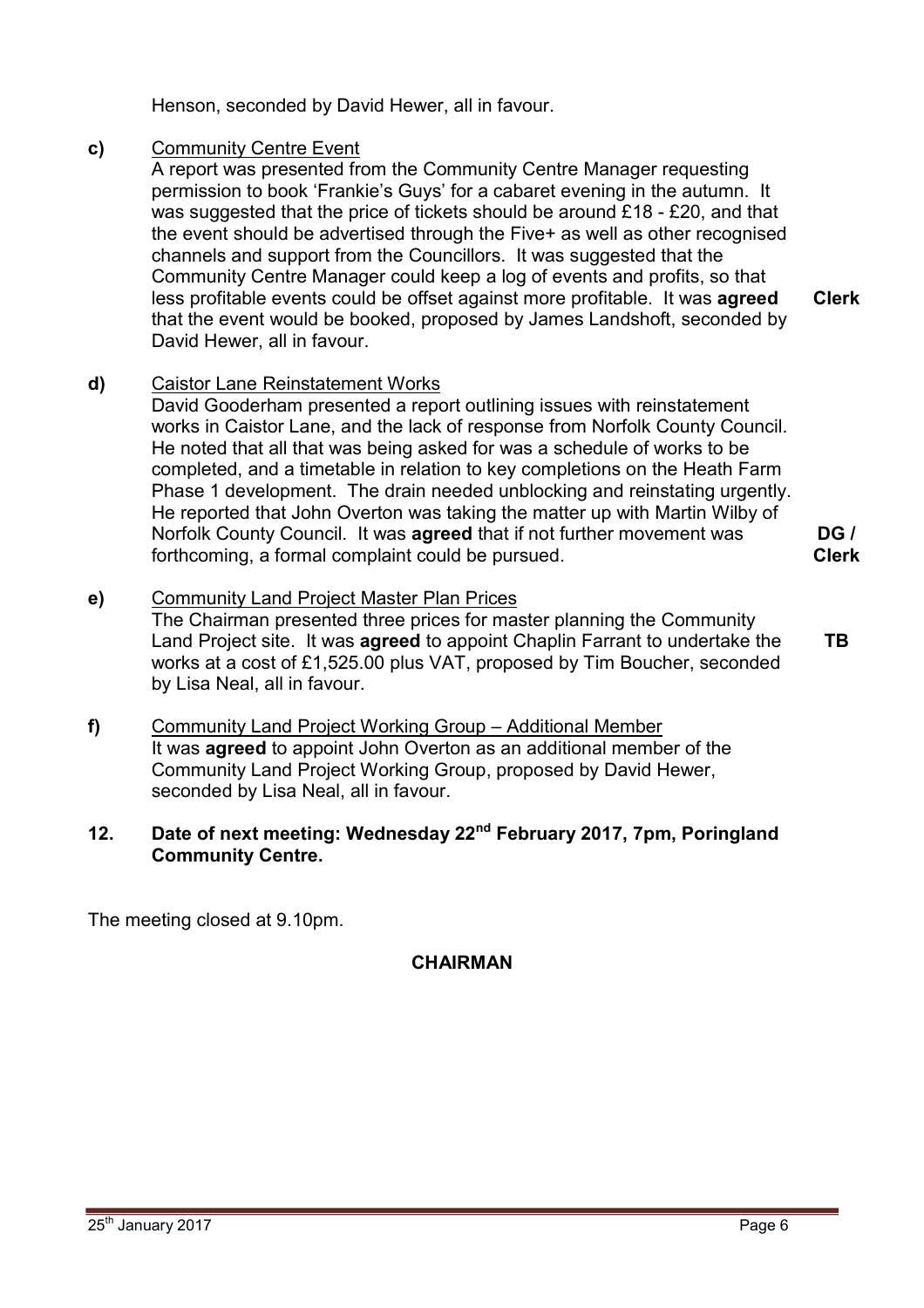Henson, seconded by David Hewer, all in favour.

**c)** Community Centre Event

A report was presented from the Community Centre Manager requesting permission to book 'Frankie's Guys' for a cabaret evening in the autumn. It was suggested that the price of tickets should be around £18 - £20, and that the event should be advertised through the Five+ as well as other recognised channels and support from the Councillors. It was suggested that the Community Centre Manager could keep a log of events and profits, so that less profitable events could be offset against more profitable. It was **agreed** that the event would be booked, proposed by James Landshoft, seconded by David Hewer, all in favour. **Clerk**

**d)** Caistor Lane Reinstatement Works

David Gooderham presented a report outlining issues with reinstatement works in Caistor Lane, and the lack of response from Norfolk County Council. He noted that all that was being asked for was a schedule of works to be completed, and a timetable in relation to key completions on the Heath Farm Phase 1 development. The drain needed unblocking and reinstating urgently. He reported that John Overton was taking the matter up with Martin Wilby of Norfolk County Council. It was **agreed** that if not further movement was forthcoming, a formal complaint could be pursued. **DG / Clerk**

**e)** Community Land Project Master Plan Prices

The Chairman presented three prices for master planning the Community Land Project site. It was **agreed** to appoint Chaplin Farrant to undertake the works at a cost of £1,525.00 plus VAT, proposed by Tim Boucher, seconded by Lisa Neal, all in favour. **TB**

**f)** Community Land Project Working Group – Additional Member

It was **agreed** to appoint John Overton as an additional member of the Community Land Project Working Group, proposed by David Hewer, seconded by Lisa Neal, all in favour.

**12. Date of next meeting: Wednesday 22nd February 2017, 7pm, Poringland Community Centre.**

The meeting closed at 9.10pm.

**CHAIRMAN**